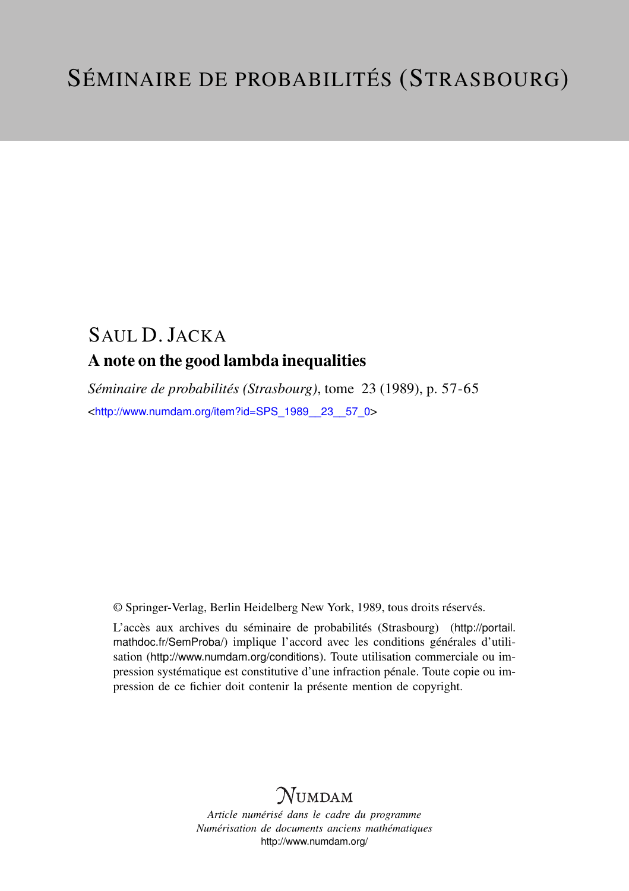# Séminaire de probabilités (Strasbourg)

## Saul D. Jacka

### A note on the good lambda inequalities

*Séminaire de probabilités (Strasbourg)*, tome 23 (1989), p. 57-65

<http://www.numdam.org/item?id=SPS_1989__23__57_0>

© Springer-Verlag, Berlin Heidelberg New York, 1989, tous droits réservés.

L'accès aux archives du séminaire de probabilités (Strasbourg) (http://portail.mathdoc.fr/SemProba/) implique l'accord avec les conditions générales d'utilisation (http://www.numdam.org/conditions). Toute utilisation commerciale ou impression systématique est constitutive d'une infraction pénale. Toute copie ou impression de ce fichier doit contenir la présente mention de copyright.

Numdam

*Article numérisé dans le cadre du programme*
*Numérisation de documents anciens mathématiques*
http://www.numdam.org/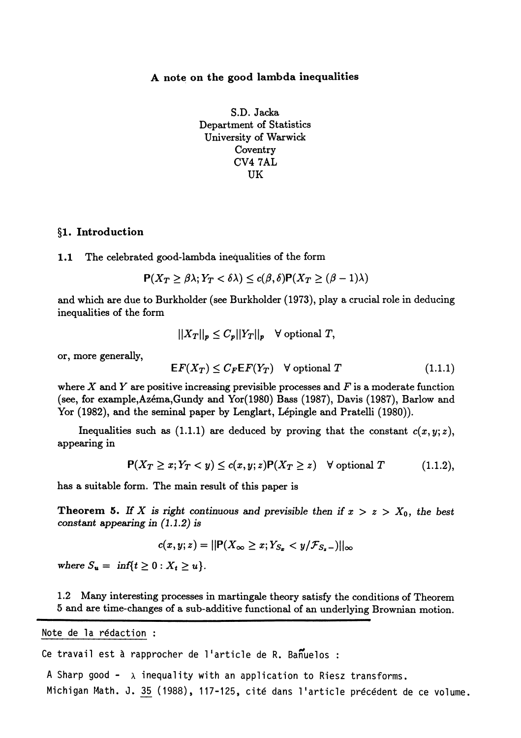**A note on the good lambda inequalities**

S.D. Jacka
Department of Statistics
University of Warwick
Coventry
CV4 7AL
UK

## §1. Introduction

**1.1** The celebrated good-lambda inequalities of the form

$$\mathsf{P}(X_T \geq \beta\lambda; Y_T < \delta\lambda) \leq c(\beta, \delta)\mathsf{P}(X_T \geq (\beta - 1)\lambda)$$

and which are due to Burkholder (see Burkholder (1973), play a crucial role in deducing inequalities of the form

$$||X_T||_p \leq C_p ||Y_T||_p \quad \forall \text{ optional } T,$$

or, more generally,

$$\mathsf{E}F(X_T) \leq C_F \mathsf{E}F(Y_T) \quad \forall \text{ optional } T \tag{1.1.1}$$

where $X$ and $Y$ are positive increasing previsible processes and $F$ is a moderate function (see, for example,Azéma,Gundy and Yor(1980) Bass (1987), Davis (1987), Barlow and Yor (1982), and the seminal paper by Lenglart, Lépingle and Pratelli (1980)).

Inequalities such as (1.1.1) are deduced by proving that the constant $c(x, y; z)$, appearing in

$$\mathsf{P}(X_T \geq x; Y_T < y) \leq c(x, y; z)\mathsf{P}(X_T \geq z) \quad \forall \text{ optional } T \tag{1.1.2},$$

has a suitable form. The main result of this paper is

**Theorem 5.** *If $X$ is right continuous and previsible then if $x > z > X_0$, the best constant appearing in (1.1.2) is*

$$c(x, y; z) = ||\mathsf{P}(X_\infty \geq x; Y_{S_z} < y / \mathcal{F}_{S_z -})||_\infty$$

*where $S_u = \inf\{t \geq 0 : X_t \geq u\}$.*

**1.2** Many interesting processes in martingale theory satisfy the conditions of Theorem 5 and are time-changes of a sub-additive functional of an underlying Brownian motion.

---

Note de la rédaction :

Ce travail est à rapprocher de l'article de R. Bañuelos :

A Sharp good - λ inequality with an application to Riesz transforms. Michigan Math. J. 35 (1988), 117-125, cité dans l'article précédent de ce volume.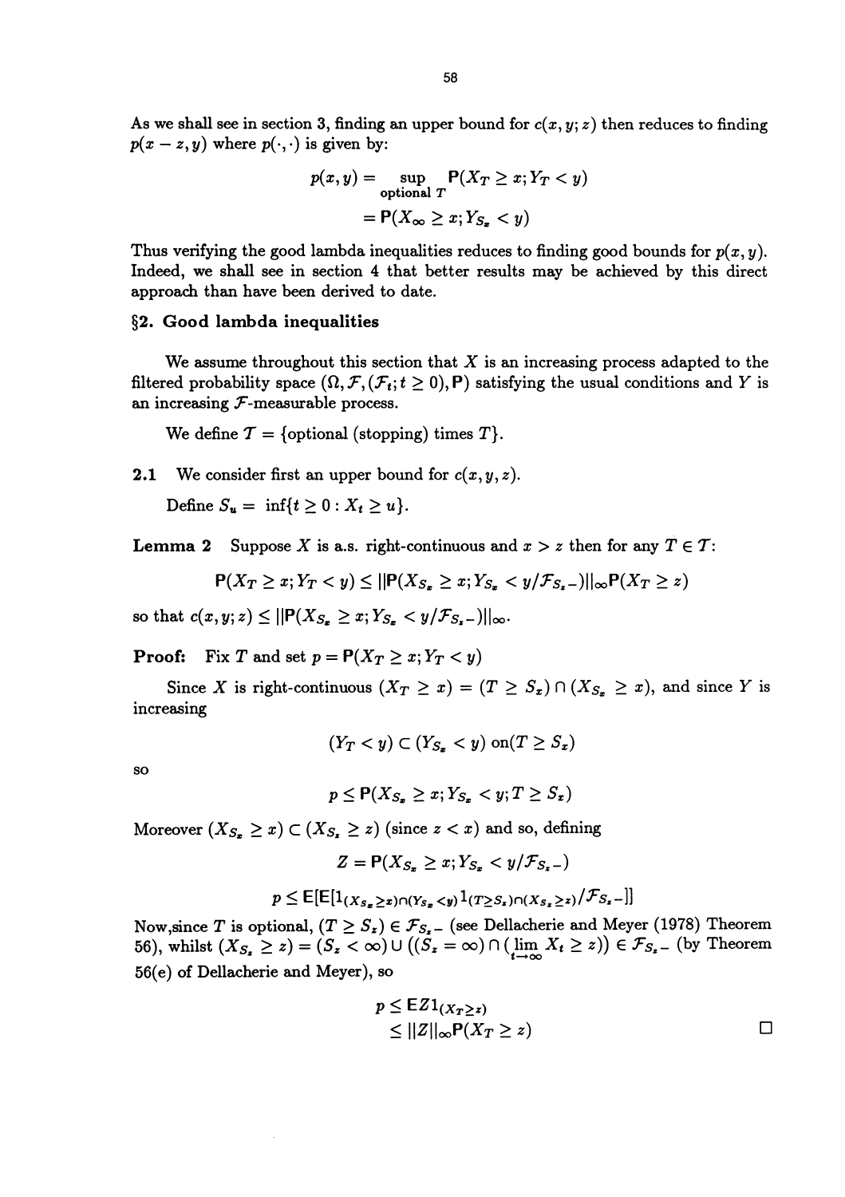As we shall see in section 3, finding an upper bound for $c(x, y; z)$ then reduces to finding $p(x - z, y)$ where $p(\cdot, \cdot)$ is given by:

$$
\begin{aligned}
p(x, y) &= \sup_{\text{optional } T} \mathsf{P}(X_T \geq x; Y_T < y) \\
&= \mathsf{P}(X_\infty \geq x; Y_{S_x} < y)
\end{aligned}
$$

Thus verifying the good lambda inequalities reduces to finding good bounds for $p(x, y)$. Indeed, we shall see in section 4 that better results may be achieved by this direct approach than have been derived to date.

## §2. Good lambda inequalities

We assume throughout this section that $X$ is an increasing process adapted to the filtered probability space $(\Omega, \mathcal{F}, (\mathcal{F}_t; t \geq 0), \mathsf{P})$ satisfying the usual conditions and $Y$ is an increasing $\mathcal{F}$-measurable process.

We define $\mathcal{T} = \{\text{optional (stopping) times } T\}$.

**2.1** We consider first an upper bound for $c(x, y, z)$.

Define $S_u = \inf\{t \geq 0 : X_t \geq u\}$.

**Lemma 2** Suppose $X$ is a.s. right-continuous and $x > z$ then for any $T \in \mathcal{T}$:

$$
\mathsf{P}(X_T \geq x; Y_T < y) \leq ||\mathsf{P}(X_{S_x} \geq x; Y_{S_x} < y / \mathcal{F}_{S_z -})||_\infty \mathsf{P}(X_T \geq z)
$$

so that $c(x, y; z) \leq ||\mathsf{P}(X_{S_x} \geq x; Y_{S_x} < y / \mathcal{F}_{S_z -})||_\infty$.

**Proof:** Fix $T$ and set $p = \mathsf{P}(X_T \geq x; Y_T < y)$

Since $X$ is right-continuous $(X_T \geq x) = (T \geq S_x) \cap (X_{S_x} \geq x)$, and since $Y$ is increasing

$$
(Y_T < y) \subset (Y_{S_x} < y) \text{ on} (T \geq S_x)
$$

so

$$
p \leq \mathsf{P}(X_{S_x} \geq x; Y_{S_x} < y; T \geq S_x)
$$

Moreover $(X_{S_x} \geq x) \subset (X_{S_z} \geq z)$ (since $z < x$) and so, defining

$$
Z = \mathsf{P}(X_{S_x} \geq x; Y_{S_x} < y / \mathcal{F}_{S_z -})
$$

$$
p \leq \mathsf{E}[\mathsf{E}[1_{(X_{S_x} \geq x) \cap (Y_{S_x} < y)} 1_{(T \geq S_z) \cap (X_{S_z} \geq z)} / \mathcal{F}_{S_z -}]]
$$

Now, since $T$ is optional, $(T \geq S_z) \in \mathcal{F}_{S_z -}$ (see Dellacherie and Meyer (1978) Theorem 56), whilst $(X_{S_z} \geq z) = (S_z < \infty) \cup ((S_z = \infty) \cap (\lim_{t \to \infty} X_t \geq z)) \in \mathcal{F}_{S_z -}$ (by Theorem 56(e) of Dellacherie and Meyer), so

$$
\begin{aligned}
p &\leq \mathsf{E} Z 1_{(X_T \geq z)} \\
&\leq ||Z||_\infty \mathsf{P}(X_T \geq z)
\end{aligned}
$$

□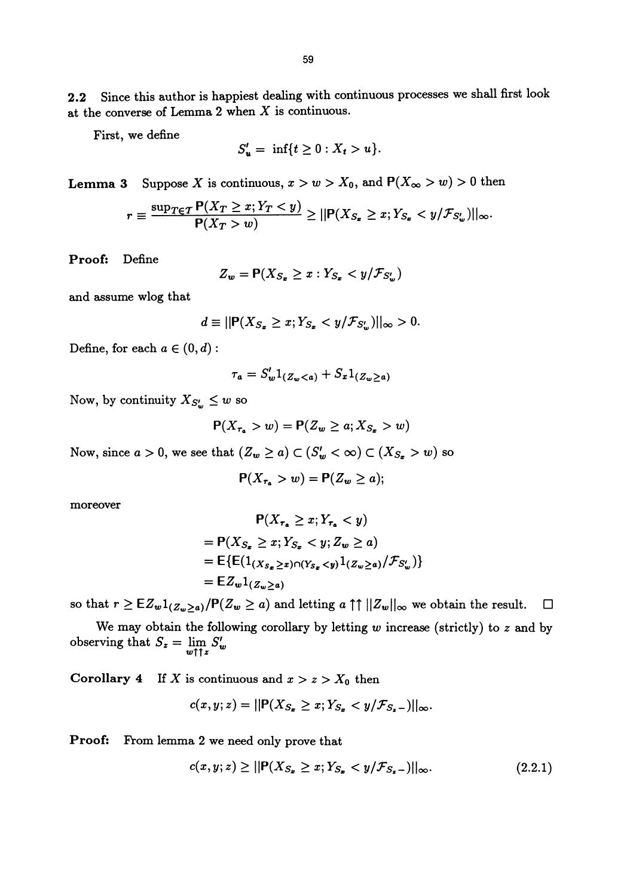**2.2** Since this author is happiest dealing with continuous processes we shall first look at the converse of Lemma 2 when $X$ is continuous.

First, we define

$$S'_u = \inf\{t \geq 0 : X_t > u\}.$$

**Lemma 3** Suppose $X$ is continuous, $x > w > X_0$, and $\mathbf{P}(X_\infty > w) > 0$ then

$$r \equiv \frac{\sup_{T \in \mathcal{T}} \mathbf{P}(X_T \geq x; Y_T < y)}{\mathbf{P}(X_T > w)} \geq ||\mathbf{P}(X_{S_x} \geq x; Y_{S_x} < y/\mathcal{F}_{S'_w})||_\infty.$$

**Proof:** Define

$$Z_w = \mathbf{P}(X_{S_x} \geq x : Y_{S_x} < y/\mathcal{F}_{S'_w})$$

and assume wlog that

$$d \equiv ||\mathbf{P}(X_{S_x} \geq x; Y_{S_x} < y/\mathcal{F}_{S'_w})||_\infty > 0.$$

Define, for each $a \in (0, d)$ :

$$\tau_a = S'_w 1_{(Z_w < a)} + S_x 1_{(Z_w \geq a)}$$

Now, by continuity $X_{S'_w} \leq w$ so

$$\mathbf{P}(X_{\tau_a} > w) = \mathbf{P}(Z_w \geq a; X_{S_x} > w)$$

Now, since $a > 0$, we see that $(Z_w \geq a) \subset (S'_w < \infty) \subset (X_{S_x} > w)$ so

$$\mathbf{P}(X_{\tau_a} > w) = \mathbf{P}(Z_w \geq a);$$

moreover

$$\begin{aligned}
&\mathbf{P}(X_{\tau_a} \geq x; Y_{\tau_a} < y) \\
&= \mathbf{P}(X_{S_x} \geq x; Y_{S_x} < y; Z_w \geq a) \\
&= \mathbf{E}\{\mathbf{E}(1_{(X_{S_x} \geq x) \cap (Y_{S_x} < y)} 1_{(Z_w \geq a)}/\mathcal{F}_{S'_w})\} \\
&= \mathbf{E}Z_w 1_{(Z_w \geq a)}
\end{aligned}$$

so that $r \geq \mathbf{E}Z_w 1_{(Z_w \geq a)}/\mathbf{P}(Z_w \geq a)$ and letting $a \uparrow\uparrow ||Z_w||_\infty$ we obtain the result. $\square$

We may obtain the following corollary by letting $w$ increase (strictly) to $z$ and by observing that $S_z = \lim_{w \uparrow\uparrow z} S'_w$

**Corollary 4** If $X$ is continuous and $x > z > X_0$ then

$$c(x, y; z) = ||\mathbf{P}(X_{S_x} \geq x; Y_{S_x} < y/\mathcal{F}_{S_z-})||_\infty.$$

**Proof:** From lemma 2 we need only prove that

$$c(x, y; z) \geq ||\mathbf{P}(X_{S_x} \geq x; Y_{S_x} < y/\mathcal{F}_{S_z-})||_\infty. \tag{2.2.1}$$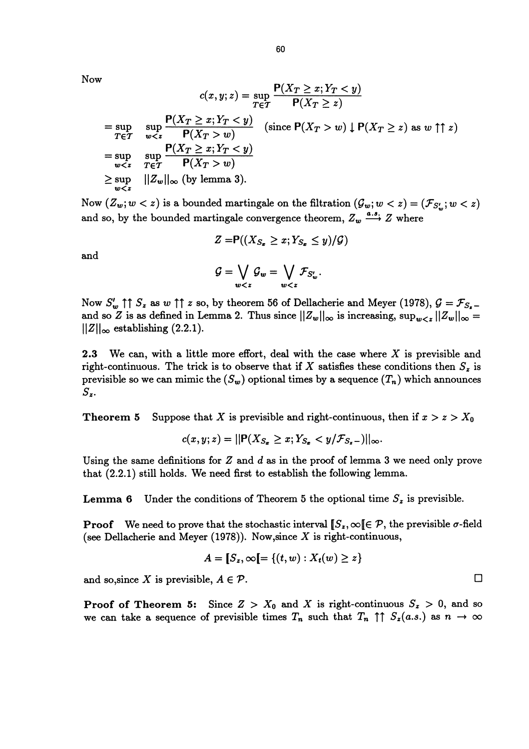Now

$$c(x,y;z) = \sup_{T\in\mathcal{T}} \frac{\mathsf{P}(X_T \geq x; Y_T < y)}{\mathsf{P}(X_T \geq z)}$$

$$= \sup_{T\in\mathcal{T}} \sup_{w<z} \frac{\mathsf{P}(X_T \geq x; Y_T < y)}{\mathsf{P}(X_T > w)} \quad (\text{since } \mathsf{P}(X_T > w) \downarrow \mathsf{P}(X_T \geq z) \text{ as } w \uparrow\uparrow z)$$

$$= \sup_{w<z} \sup_{T\in\mathcal{T}} \frac{\mathsf{P}(X_T \geq x; Y_T < y)}{\mathsf{P}(X_T > w)}$$

$$\geq \sup_{w<z} \|Z_w\|_\infty \text{ (by lemma 3).}$$

Now $(Z_w; w < z)$ is a bounded martingale on the filtration $(\mathcal{G}_w; w < z) = (\mathcal{F}_{S'_w}; w < z)$ and so, by the bounded martingale convergence theorem, $Z_w \xrightarrow{a.s.} Z$ where

$$Z = \mathsf{P}((X_{S_z} \geq x; Y_{S_z} \leq y)/\mathcal{G})$$

and

$$\mathcal{G} = \bigvee_{w<z} \mathcal{G}_w = \bigvee_{w<z} \mathcal{F}_{S'_w}.$$

Now $S'_w \uparrow\uparrow S_z$ as $w \uparrow\uparrow z$ so, by theorem 56 of Dellacherie and Meyer (1978), $\mathcal{G} = \mathcal{F}_{S_z-}$ and so $Z$ is as defined in Lemma 2. Thus since $\|Z_w\|_\infty$ is increasing, $\sup_{w<z}\|Z_w\|_\infty = \|Z\|_\infty$ establishing (2.2.1).

**2.3** We can, with a little more effort, deal with the case where $X$ is previsible and right-continuous. The trick is to observe that if $X$ satisfies these conditions then $S_z$ is previsible so we can mimic the $(S_w)$ optional times by a sequence $(T_n)$ which announces $S_z$.

**Theorem 5** Suppose that $X$ is previsible and right-continuous, then if $x > z > X_0$

$$c(x,y;z) = \|\mathsf{P}(X_{S_z} \geq x; Y_{S_z} < y/\mathcal{F}_{S_z-})\|_\infty.$$

Using the same definitions for $Z$ and $d$ as in the proof of lemma 3 we need only prove that (2.2.1) still holds. We need first to establish the following lemma.

**Lemma 6** Under the conditions of Theorem 5 the optional time $S_z$ is previsible.

**Proof** We need to prove that the stochastic interval $[\![S_z,\infty[\![ \in \mathcal{P}$, the previsible $\sigma$-field (see Dellacherie and Meyer (1978)). Now, since $X$ is right-continuous,

$$A = [\![S_z,\infty[\![ = \{(t,w) : X_t(w) \geq z\}$$

and so, since $X$ is previsible, $A \in \mathcal{P}$. □

**Proof of Theorem 5:** Since $Z > X_0$ and $X$ is right-continuous $S_z > 0$, and so we can take a sequence of previsible times $T_n$ such that $T_n \uparrow\uparrow S_z(a.s.)$ as $n \to \infty$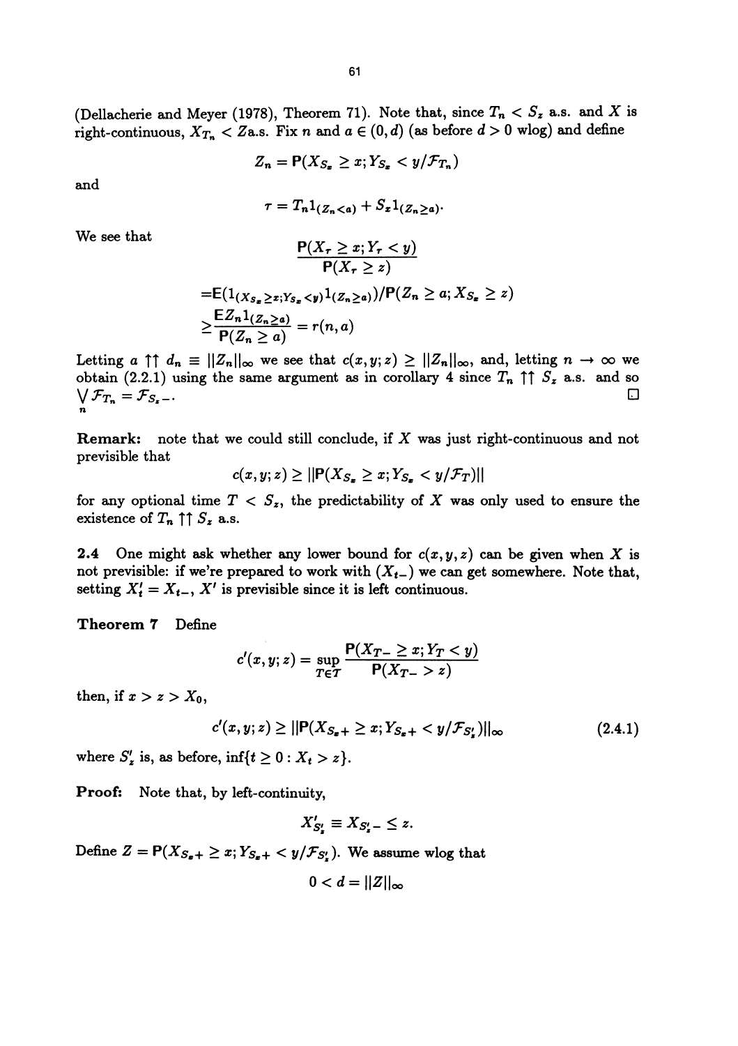(Dellacherie and Meyer (1978), Theorem 71). Note that, since $T_n < S_z$ a.s. and $X$ is right-continuous, $X_{T_n} < Z$a.s. Fix $n$ and $a \in (0, d)$ (as before $d > 0$ wlog) and define

$$Z_n = \mathsf{P}(X_{S_z} \geq x; Y_{S_z} < y / \mathcal{F}_{T_n})$$

and

$$\tau = T_n 1_{(Z_n < a)} + S_z 1_{(Z_n \geq a)}.$$

We see that

$$\frac{\mathsf{P}(X_\tau \geq x; Y_\tau < y)}{\mathsf{P}(X_\tau \geq z)}$$

$$= \mathsf{E}(1_{(X_{S_z} \geq x; Y_{S_z} < y)} 1_{(Z_n \geq a)}) / \mathsf{P}(Z_n \geq a; X_{S_z} \geq z)$$

$$\geq \frac{\mathsf{E} Z_n 1_{(Z_n \geq a)}}{\mathsf{P}(Z_n \geq a)} = r(n, a)$$

Letting $a \uparrow\uparrow d_n \equiv ||Z_n||_\infty$ we see that $c(x, y; z) \geq ||Z_n||_\infty$, and, letting $n \to \infty$ we obtain (2.2.1) using the same argument as in corollary 4 since $T_n \uparrow\uparrow S_z$ a.s. and so $\bigvee_n \mathcal{F}_{T_n} = \mathcal{F}_{S_z -}$. □

**Remark:** note that we could still conclude, if $X$ was just right-continuous and not previsible that

$$c(x, y; z) \geq ||\mathsf{P}(X_{S_z} \geq x; Y_{S_z} < y / \mathcal{F}_T)||$$

for any optional time $T < S_z$, the predictability of $X$ was only used to ensure the existence of $T_n \uparrow\uparrow S_z$ a.s.

**2.4** One might ask whether any lower bound for $c(x, y, z)$ can be given when $X$ is not previsible: if we're prepared to work with $(X_{t-})$ we can get somewhere. Note that, setting $X'_t = X_{t-}$, $X'$ is previsible since it is left continuous.

**Theorem 7** Define

$$c'(x, y; z) = \sup_{T \in \mathcal{T}} \frac{\mathsf{P}(X_{T-} \geq x; Y_T < y)}{\mathsf{P}(X_{T-} > z)}$$

then, if $x > z > X_0$,

$$c'(x, y; z) \geq ||\mathsf{P}(X_{S_z +} \geq x; Y_{S_z +} < y / \mathcal{F}_{S'_z})||_\infty \tag{2.4.1}$$

where $S'_z$ is, as before, $\inf\{t \geq 0 : X_t > z\}$.

**Proof:** Note that, by left-continuity,

$$X'_{S'_z} \equiv X_{S'_z -} \leq z.$$

Define $Z = \mathsf{P}(X_{S_z +} \geq x; Y_{S_z +} < y / \mathcal{F}_{S'_z})$. We assume wlog that

$$0 < d = ||Z||_\infty$$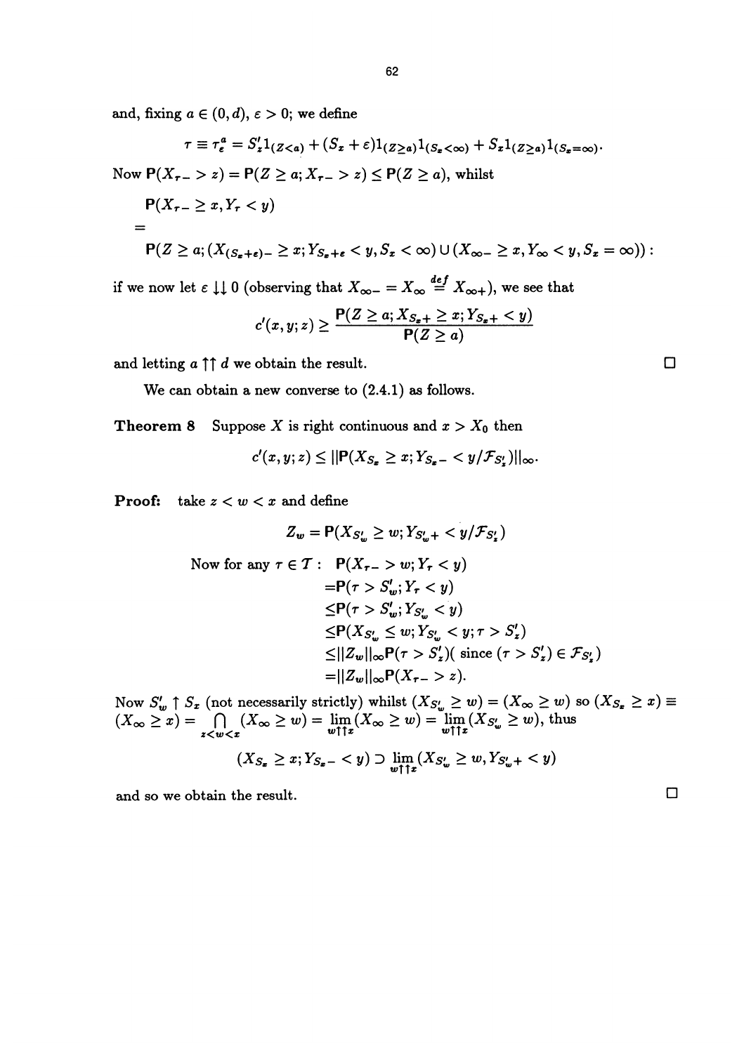and, fixing $a \in (0, d)$, $\varepsilon > 0$; we define

$$\tau \equiv \tau_\varepsilon^a = S_z' 1_{(Z<a)} + (S_x + \varepsilon) 1_{(Z \geq a)} 1_{(S_x < \infty)} + S_x 1_{(Z \geq a)} 1_{(S_x = \infty)}.$$

Now $\mathsf{P}(X_{\tau-} > z) = \mathsf{P}(Z \geq a; X_{\tau-} > z) \leq \mathsf{P}(Z \geq a)$, whilst

$$\begin{aligned}
&\mathsf{P}(X_{\tau-} \geq x, Y_\tau < y) \\
&= \\
&\mathsf{P}(Z \geq a; (X_{(S_x+\varepsilon)-} \geq x; Y_{S_x+\varepsilon} < y, S_x < \infty) \cup (X_{\infty-} \geq x, Y_\infty < y, S_x = \infty)):
\end{aligned}$$

if we now let $\varepsilon \downarrow\downarrow 0$ (observing that $X_{\infty-} = X_\infty \stackrel{def}{=} X_{\infty+}$), we see that

$$c'(x, y; z) \geq \frac{\mathsf{P}(Z \geq a; X_{S_x+} \geq x; Y_{S_x+} < y)}{\mathsf{P}(Z \geq a)}$$

and letting $a \uparrow\uparrow d$ we obtain the result. □

We can obtain a new converse to (2.4.1) as follows.

**Theorem 8** Suppose $X$ is right continuous and $x > X_0$ then

$$c'(x, y; z) \leq ||\mathsf{P}(X_{S_x} \geq x; Y_{S_x-} < y / \mathcal{F}_{S_z'})||_\infty.$$

**Proof:** take $z < w < x$ and define

$$Z_w = \mathsf{P}(X_{S_w'} \geq w; Y_{S_w'+} < y / \mathcal{F}_{S_z'})$$

$$\begin{aligned}
\text{Now for any } \tau \in \mathcal{T}: \quad & \mathsf{P}(X_{\tau-} > w; Y_\tau < y) \\
&= \mathsf{P}(\tau > S_w'; Y_\tau < y) \\
&\leq \mathsf{P}(\tau > S_w'; Y_{S_w'} < y) \\
&\leq \mathsf{P}(X_{S_w'} \leq w; Y_{S_w'} < y; \tau > S_z') \\
&\leq ||Z_w||_\infty \mathsf{P}(\tau > S_z') (\text{ since } (\tau > S_z') \in \mathcal{F}_{S_z'}) \\
&= ||Z_w||_\infty \mathsf{P}(X_{\tau-} > z).
\end{aligned}$$

Now $S_w' \uparrow S_x$ (not necessarily strictly) whilst $(X_{S_w'} \geq w) = (X_\infty \geq w)$ so $(X_{S_x} \geq x) \equiv (X_\infty \geq x) = \bigcap_{z<w<x} (X_\infty \geq w) = \lim_{w \uparrow\uparrow x} (X_\infty \geq w) = \lim_{w \uparrow\uparrow x} (X_{S_w'} \geq w)$, thus

$$(X_{S_x} \geq x; Y_{S_x-} < y) \supset \lim_{w \uparrow\uparrow x} (X_{S_w'} \geq w, Y_{S_w'+} < y)$$

and so we obtain the result. □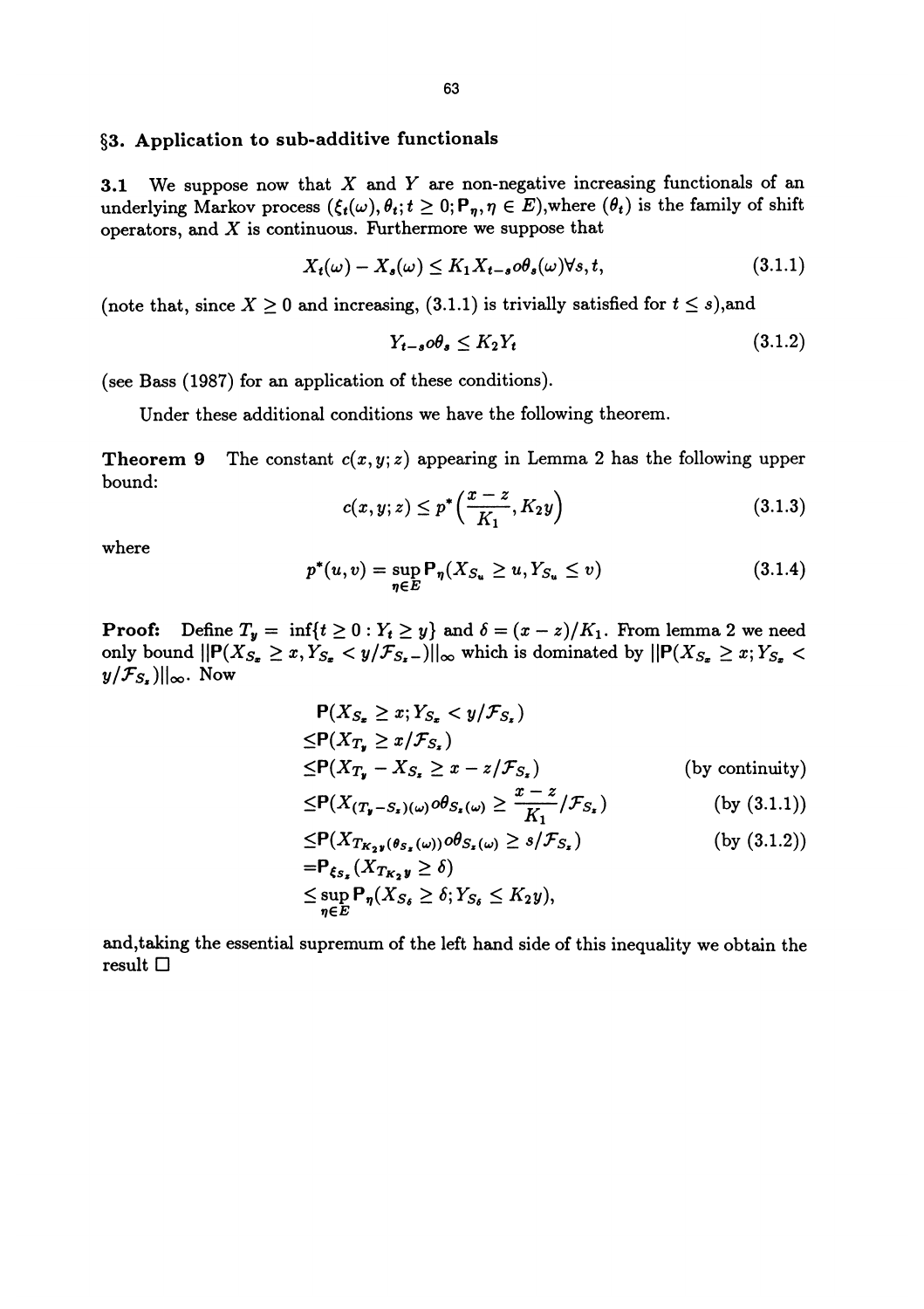## §3. Application to sub-additive functionals

**3.1** We suppose now that $X$ and $Y$ are non-negative increasing functionals of an underlying Markov process $(\xi_t(\omega), \theta_t; t \geq 0; \mathbf{P}_\eta, \eta \in E)$, where $(\theta_t)$ is the family of shift operators, and $X$ is continuous. Furthermore we suppose that

$$X_t(\omega) - X_s(\omega) \leq K_1 X_{t-s} o \theta_s(\omega) \forall s, t, \tag{3.1.1}$$

(note that, since $X \geq 0$ and increasing, (3.1.1) is trivially satisfied for $t \leq s$), and

$$Y_{t-s} o \theta_s \leq K_2 Y_t \tag{3.1.2}$$

(see Bass (1987) for an application of these conditions).

Under these additional conditions we have the following theorem.

**Theorem 9** The constant $c(x, y; z)$ appearing in Lemma 2 has the following upper bound:

$$c(x, y; z) \leq p^*\Big(\frac{x - z}{K_1}, K_2 y\Big) \tag{3.1.3}$$

where

$$p^*(u, v) = \sup_{\eta \in E} \mathbf{P}_\eta(X_{S_u} \geq u, Y_{S_u} \leq v) \tag{3.1.4}$$

**Proof:** Define $T_y = \inf\{t \geq 0 : Y_t \geq y\}$ and $\delta = (x - z)/K_1$. From lemma 2 we need only bound $||\mathbf{P}(X_{S_x} \geq x, Y_{S_x} < y/\mathcal{F}_{S_x-})||_\infty$ which is dominated by $||\mathbf{P}(X_{S_x} \geq x; Y_{S_x} < y/\mathcal{F}_{S_z})||_\infty$. Now

$$
\begin{aligned}
&\mathbf{P}(X_{S_x} \geq x; Y_{S_x} < y/\mathcal{F}_{S_z}) \\
\leq &\mathbf{P}(X_{T_y} \geq x/\mathcal{F}_{S_z}) \\
\leq &\mathbf{P}(X_{T_y} - X_{S_z} \geq x - z/\mathcal{F}_{S_z}) && \text{(by continuity)} \\
\leq &\mathbf{P}(X_{(T_y - S_z)(\omega)} o \theta_{S_z(\omega)} \geq \frac{x - z}{K_1}/\mathcal{F}_{S_z}) && \text{(by (3.1.1))} \\
\leq &\mathbf{P}(X_{T_{K_2 y}(\theta_{S_z}(\omega))} o \theta_{S_z(\omega)} \geq s/\mathcal{F}_{S_z}) && \text{(by (3.1.2))} \\
= &\mathbf{P}_{\xi_{S_z}}(X_{T_{K_2 y}} \geq \delta) \\
\leq &\sup_{\eta \in E} \mathbf{P}_\eta(X_{S_\delta} \geq \delta; Y_{S_\delta} \leq K_2 y),
\end{aligned}
$$

and, taking the essential supremum of the left hand side of this inequality we obtain the result □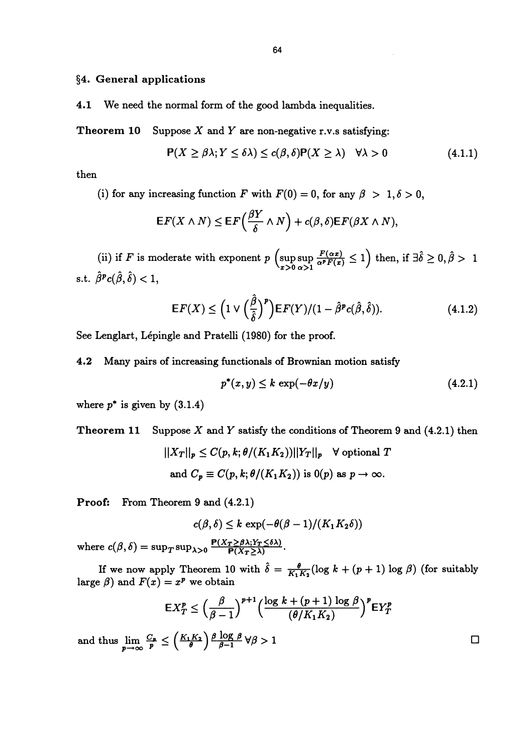## §4. General applications

**4.1** We need the normal form of the good lambda inequalities.

**Theorem 10** Suppose $X$ and $Y$ are non-negative r.v.s satisfying:

$$\mathsf{P}(X \geq \beta\lambda; Y \leq \delta\lambda) \leq c(\beta,\delta)\mathsf{P}(X \geq \lambda) \quad \forall \lambda > 0 \tag{4.1.1}$$

then

(i) for any increasing function $F$ with $F(0) = 0$, for any $\beta > 1, \delta > 0$,

$$\mathsf{E}F(X \wedge N) \leq \mathsf{E}F\Big(\frac{\beta Y}{\delta} \wedge N\Big) + c(\beta,\delta)\mathsf{E}F(\beta X \wedge N),$$

(ii) if $F$ is moderate with exponent $p$ $\left(\sup\limits_{x>0}\sup\limits_{\alpha>1} \frac{F(\alpha x)}{\alpha^p F(x)} \leq 1\right)$ then, if $\exists \hat{\delta} \geq 0, \hat{\beta} > 1$ s.t. $\hat{\beta}^p c(\hat{\beta},\hat{\delta}) < 1$,

$$\mathsf{E}F(X) \leq \Big(1 \vee \Big(\frac{\hat{\beta}}{\hat{\delta}}\Big)^p\Big)\mathsf{E}F(Y)/(1 - \hat{\beta}^p c(\hat{\beta},\hat{\delta})). \tag{4.1.2}$$

See Lenglart, Lépingle and Pratelli (1980) for the proof.

**4.2** Many pairs of increasing functionals of Brownian motion satisfy

$$p^*(x,y) \leq k \exp(-\theta x/y) \tag{4.2.1}$$

where $p^*$ is given by (3.1.4)

**Theorem 11** Suppose $X$ and $Y$ satisfy the conditions of Theorem 9 and (4.2.1) then

$$||X_T||_p \leq C(p,k;\theta/(K_1K_2))||Y_T||_p \quad \forall \text{ optional } T$$

$$\text{and } C_p \equiv C(p,k;\theta/(K_1K_2)) \text{ is } 0(p) \text{ as } p \to \infty.$$

**Proof:** From Theorem 9 and (4.2.1)

$$c(\beta,\delta) \leq k \exp(-\theta(\beta-1)/(K_1K_2\delta))$$

where $c(\beta,\delta) = \sup_T \sup_{\lambda>0} \frac{\mathsf{P}(X_T \geq \beta\lambda; Y_T \leq \delta\lambda)}{\mathsf{P}(X_T \geq \lambda)}$.

If we now apply Theorem 10 with $\hat{\delta} = \frac{\theta}{K_1K_2}(\log k + (p+1)\log\beta)$ (for suitably large $\beta$) and $F(x) = x^p$ we obtain

$$\mathsf{E}X_T^p \leq \Big(\frac{\beta}{\beta-1}\Big)^{p+1}\Big(\frac{\log k + (p+1)\log\beta}{(\theta/K_1K_2)}\Big)^p \mathsf{E}Y_T^p$$

and thus $\lim\limits_{p\to\infty} \frac{C_p}{p} \leq \left(\frac{K_1K_2}{\theta}\right)\frac{\beta\log\beta}{\beta-1} \forall \beta > 1$ $\square$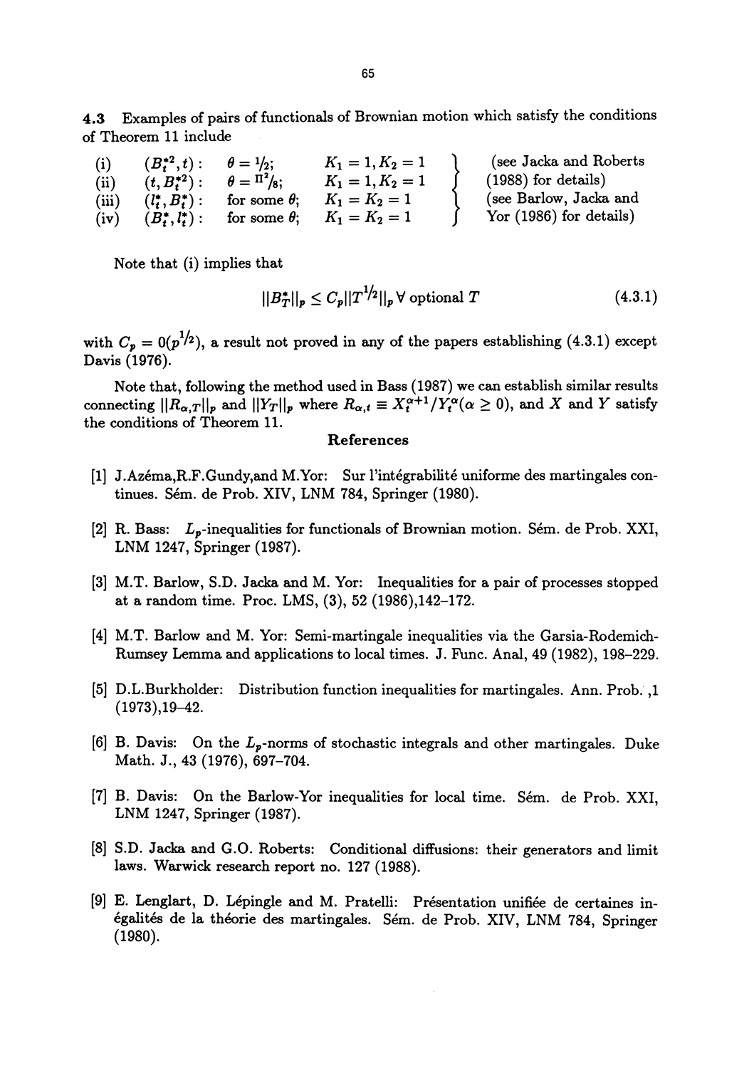**4.3** Examples of pairs of functionals of Brownian motion which satisfy the conditions of Theorem 11 include

| | | | | |
|---|---|---|---|---|
| (i) | $(B_t^{*2}, t)$ : | $\theta = 1/2$; | $K_1 = 1, K_2 = 1$ | (see Jacka and Roberts (1988) for details) |
| (ii) | $(t, B_t^{*2})$ : | $\theta = \Pi^2/8$; | $K_1 = 1, K_2 = 1$ | |
| (iii) | $(l_t^*, B_t^*)$ : | for some $\theta$; | $K_1 = K_2 = 1$ | (see Barlow, Jacka and Yor (1986) for details) |
| (iv) | $(B_t^*, l_t^*)$ : | for some $\theta$; | $K_1 = K_2 = 1$ | |

Note that (i) implies that

$$||B_T^*||_p \leq C_p ||T^{1/2}||_p \,\forall \text{ optional } T \tag{4.3.1}$$

with $C_p = 0(p^{1/2})$, a result not proved in any of the papers establishing (4.3.1) except Davis (1976).

Note that, following the method used in Bass (1987) we can establish similar results connecting $||R_{\alpha,T}||_p$ and $||Y_T||_p$ where $R_{\alpha,t} \equiv X_t^{\alpha+1}/Y_t^\alpha (\alpha \geq 0)$, and $X$ and $Y$ satisfy the conditions of Theorem 11.

## References

[1] J.Azéma, R.F.Gundy, and M.Yor: Sur l'intégrabilité uniforme des martingales continues. Sém. de Prob. XIV, LNM 784, Springer (1980).

[2] R. Bass: $L_p$-inequalities for functionals of Brownian motion. Sém. de Prob. XXI, LNM 1247, Springer (1987).

[3] M.T. Barlow, S.D. Jacka and M. Yor: Inequalities for a pair of processes stopped at a random time. Proc. LMS, (3), 52 (1986), 142–172.

[4] M.T. Barlow and M. Yor: Semi-martingale inequalities via the Garsia-Rodemich-Rumsey Lemma and applications to local times. J. Func. Anal, 49 (1982), 198–229.

[5] D.L.Burkholder: Distribution function inequalities for martingales. Ann. Prob. ,1 (1973), 19–42.

[6] B. Davis: On the $L_p$-norms of stochastic integrals and other martingales. Duke Math. J., 43 (1976), 697–704.

[7] B. Davis: On the Barlow-Yor inequalities for local time. Sém. de Prob. XXI, LNM 1247, Springer (1987).

[8] S.D. Jacka and G.O. Roberts: Conditional diffusions: their generators and limit laws. Warwick research report no. 127 (1988).

[9] E. Lenglart, D. Lépingle and M. Pratelli: Présentation unifiée de certaines inégalités de la théorie des martingales. Sém. de Prob. XIV, LNM 784, Springer (1980).